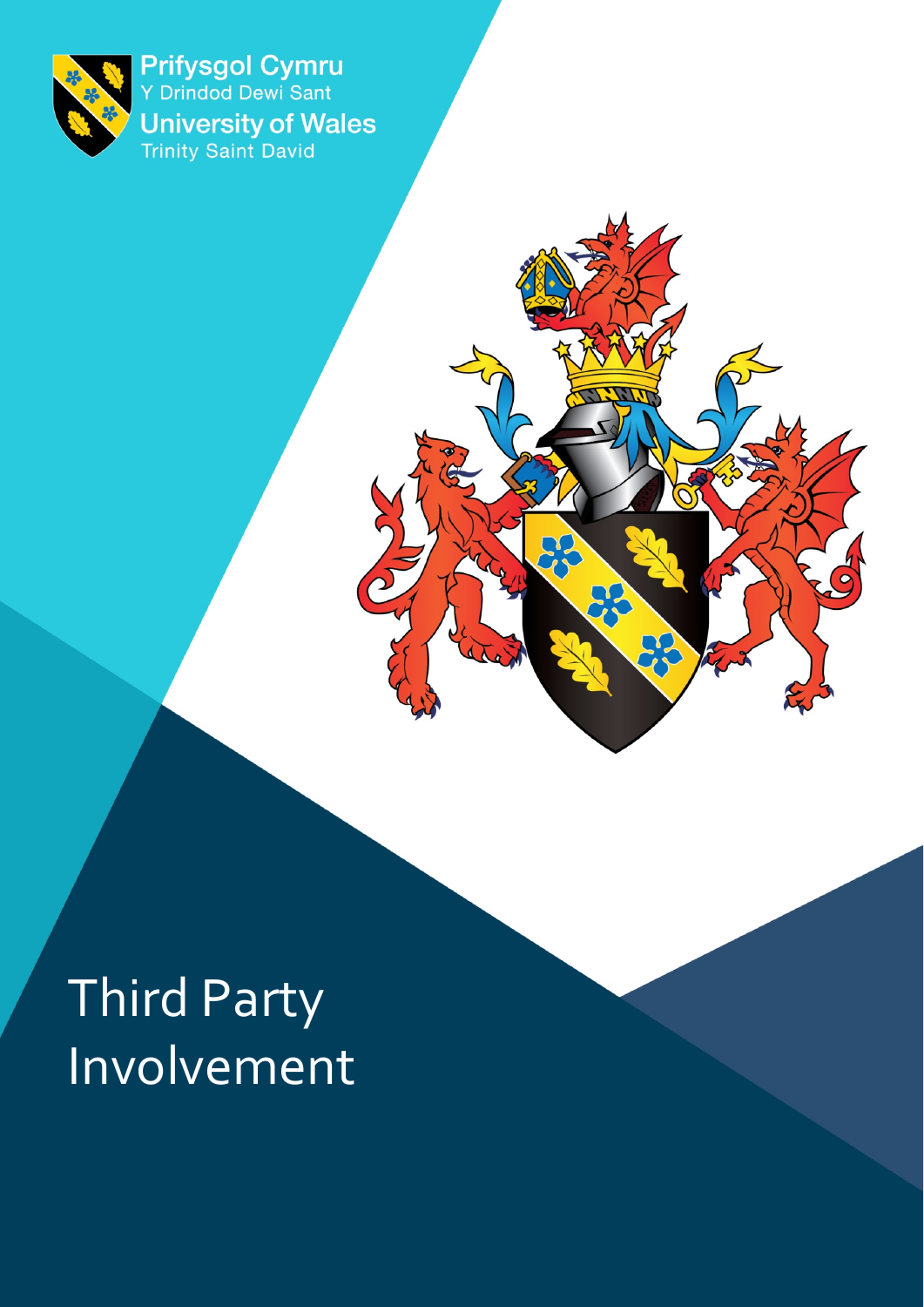Prifysgol Cymru
Y Drindod Dewi Sant
University of Wales
Trinity Saint David

# Third Party Involvement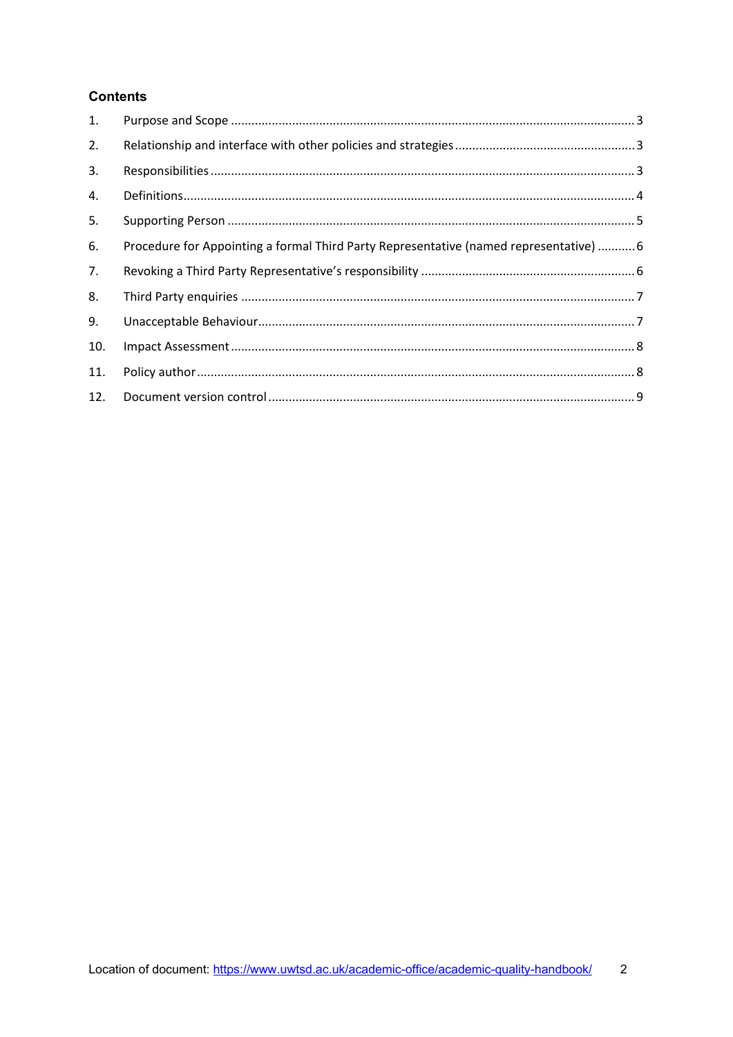## Contents

1. Purpose and Scope ..................... 3
2. Relationship and interface with other policies and strategies ..................... 3
3. Responsibilities ..................... 3
4. Definitions ..................... 4
5. Supporting Person ..................... 5
6. Procedure for Appointing a formal Third Party Representative (named representative) ..................... 6
7. Revoking a Third Party Representative's responsibility ..................... 6
8. Third Party enquiries ..................... 7
9. Unacceptable Behaviour ..................... 7
10. Impact Assessment ..................... 8
11. Policy author ..................... 8
12. Document version control ..................... 9

Location of document: https://www.uwtsd.ac.uk/academic-office/academic-quality-handbook/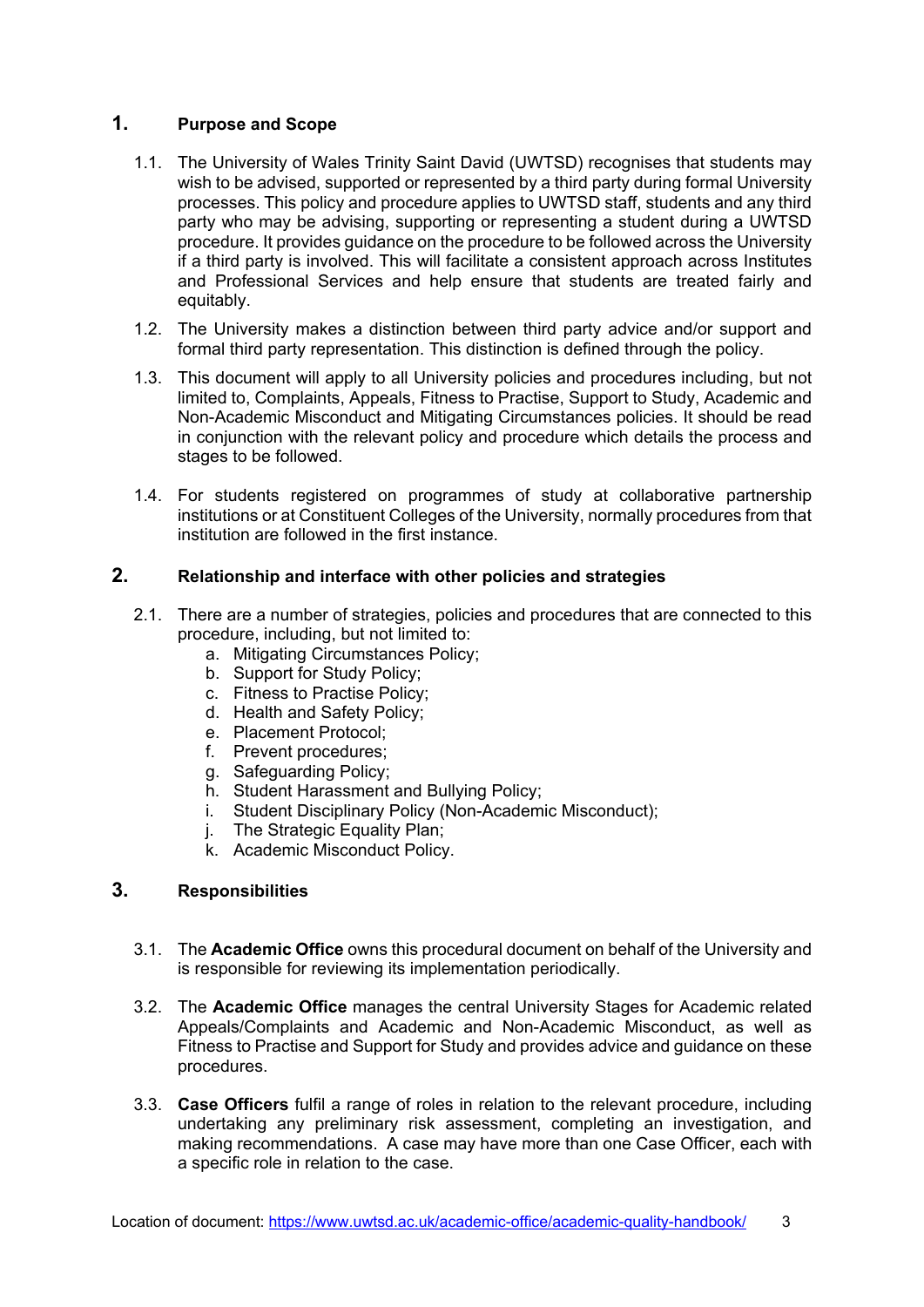## 1. Purpose and Scope

1.1. The University of Wales Trinity Saint David (UWTSD) recognises that students may wish to be advised, supported or represented by a third party during formal University processes. This policy and procedure applies to UWTSD staff, students and any third party who may be advising, supporting or representing a student during a UWTSD procedure. It provides guidance on the procedure to be followed across the University if a third party is involved. This will facilitate a consistent approach across Institutes and Professional Services and help ensure that students are treated fairly and equitably.

1.2. The University makes a distinction between third party advice and/or support and formal third party representation. This distinction is defined through the policy.

1.3. This document will apply to all University policies and procedures including, but not limited to, Complaints, Appeals, Fitness to Practise, Support to Study, Academic and Non-Academic Misconduct and Mitigating Circumstances policies. It should be read in conjunction with the relevant policy and procedure which details the process and stages to be followed.

1.4. For students registered on programmes of study at collaborative partnership institutions or at Constituent Colleges of the University, normally procedures from that institution are followed in the first instance.

## 2. Relationship and interface with other policies and strategies

2.1. There are a number of strategies, policies and procedures that are connected to this procedure, including, but not limited to:

a. Mitigating Circumstances Policy;
b. Support for Study Policy;
c. Fitness to Practise Policy;
d. Health and Safety Policy;
e. Placement Protocol;
f. Prevent procedures;
g. Safeguarding Policy;
h. Student Harassment and Bullying Policy;
i. Student Disciplinary Policy (Non-Academic Misconduct);
j. The Strategic Equality Plan;
k. Academic Misconduct Policy.

## 3. Responsibilities

3.1. The **Academic Office** owns this procedural document on behalf of the University and is responsible for reviewing its implementation periodically.

3.2. The **Academic Office** manages the central University Stages for Academic related Appeals/Complaints and Academic and Non-Academic Misconduct, as well as Fitness to Practise and Support for Study and provides advice and guidance on these procedures.

3.3. **Case Officers** fulfil a range of roles in relation to the relevant procedure, including undertaking any preliminary risk assessment, completing an investigation, and making recommendations. A case may have more than one Case Officer, each with a specific role in relation to the case.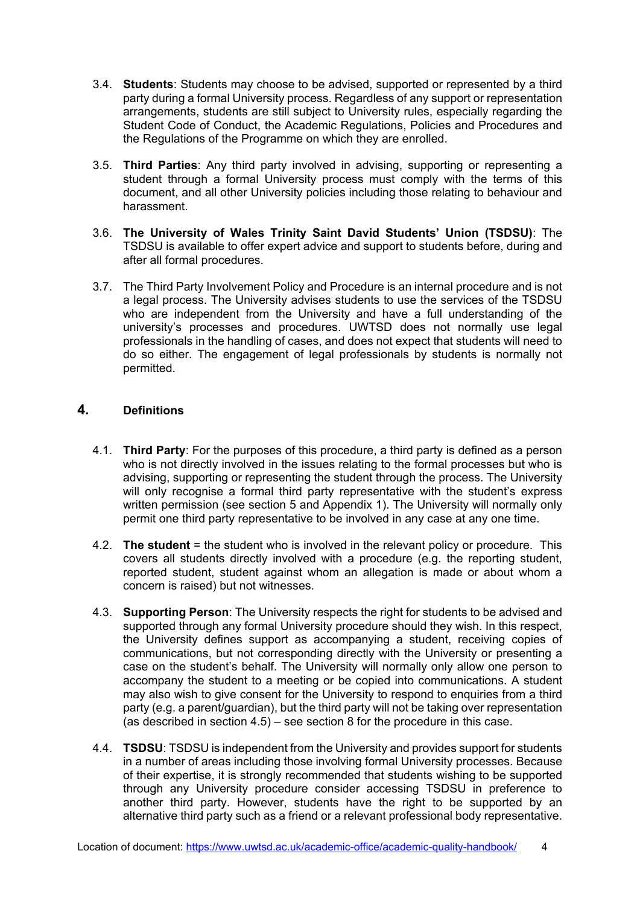3.4. **Students**: Students may choose to be advised, supported or represented by a third party during a formal University process. Regardless of any support or representation arrangements, students are still subject to University rules, especially regarding the Student Code of Conduct, the Academic Regulations, Policies and Procedures and the Regulations of the Programme on which they are enrolled.

3.5. **Third Parties**: Any third party involved in advising, supporting or representing a student through a formal University process must comply with the terms of this document, and all other University policies including those relating to behaviour and harassment.

3.6. **The University of Wales Trinity Saint David Students' Union (TSDSU)**: The TSDSU is available to offer expert advice and support to students before, during and after all formal procedures.

3.7. The Third Party Involvement Policy and Procedure is an internal procedure and is not a legal process. The University advises students to use the services of the TSDSU who are independent from the University and have a full understanding of the university's processes and procedures. UWTSD does not normally use legal professionals in the handling of cases, and does not expect that students will need to do so either. The engagement of legal professionals by students is normally not permitted.

## 4. Definitions

4.1. **Third Party**: For the purposes of this procedure, a third party is defined as a person who is not directly involved in the issues relating to the formal processes but who is advising, supporting or representing the student through the process. The University will only recognise a formal third party representative with the student's express written permission (see section 5 and Appendix 1). The University will normally only permit one third party representative to be involved in any case at any one time.

4.2. **The student** = the student who is involved in the relevant policy or procedure. This covers all students directly involved with a procedure (e.g. the reporting student, reported student, student against whom an allegation is made or about whom a concern is raised) but not witnesses.

4.3. **Supporting Person**: The University respects the right for students to be advised and supported through any formal University procedure should they wish. In this respect, the University defines support as accompanying a student, receiving copies of communications, but not corresponding directly with the University or presenting a case on the student's behalf. The University will normally only allow one person to accompany the student to a meeting or be copied into communications. A student may also wish to give consent for the University to respond to enquiries from a third party (e.g. a parent/guardian), but the third party will not be taking over representation (as described in section 4.5) – see section 8 for the procedure in this case.

4.4. **TSDSU**: TSDSU is independent from the University and provides support for students in a number of areas including those involving formal University processes. Because of their expertise, it is strongly recommended that students wishing to be supported through any University procedure consider accessing TSDSU in preference to another third party. However, students have the right to be supported by an alternative third party such as a friend or a relevant professional body representative.

Location of document: https://www.uwtsd.ac.uk/academic-office/academic-quality-handbook/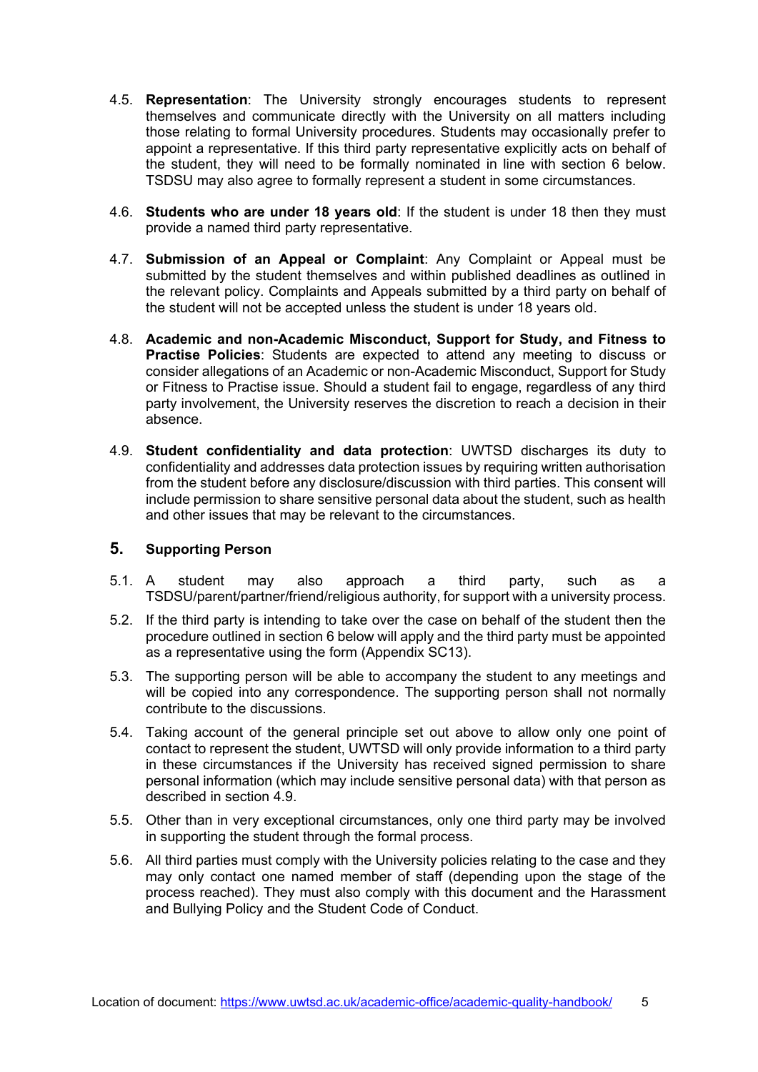4.5. **Representation**: The University strongly encourages students to represent themselves and communicate directly with the University on all matters including those relating to formal University procedures. Students may occasionally prefer to appoint a representative. If this third party representative explicitly acts on behalf of the student, they will need to be formally nominated in line with section 6 below. TSDSU may also agree to formally represent a student in some circumstances.

4.6. **Students who are under 18 years old**: If the student is under 18 then they must provide a named third party representative.

4.7. **Submission of an Appeal or Complaint**: Any Complaint or Appeal must be submitted by the student themselves and within published deadlines as outlined in the relevant policy. Complaints and Appeals submitted by a third party on behalf of the student will not be accepted unless the student is under 18 years old.

4.8. **Academic and non-Academic Misconduct, Support for Study, and Fitness to Practise Policies**: Students are expected to attend any meeting to discuss or consider allegations of an Academic or non-Academic Misconduct, Support for Study or Fitness to Practise issue. Should a student fail to engage, regardless of any third party involvement, the University reserves the discretion to reach a decision in their absence.

4.9. **Student confidentiality and data protection**: UWTSD discharges its duty to confidentiality and addresses data protection issues by requiring written authorisation from the student before any disclosure/discussion with third parties. This consent will include permission to share sensitive personal data about the student, such as health and other issues that may be relevant to the circumstances.

## 5. Supporting Person

5.1. A student may also approach a third party, such as a TSDSU/parent/partner/friend/religious authority, for support with a university process.

5.2. If the third party is intending to take over the case on behalf of the student then the procedure outlined in section 6 below will apply and the third party must be appointed as a representative using the form (Appendix SC13).

5.3. The supporting person will be able to accompany the student to any meetings and will be copied into any correspondence. The supporting person shall not normally contribute to the discussions.

5.4. Taking account of the general principle set out above to allow only one point of contact to represent the student, UWTSD will only provide information to a third party in these circumstances if the University has received signed permission to share personal information (which may include sensitive personal data) with that person as described in section 4.9.

5.5. Other than in very exceptional circumstances, only one third party may be involved in supporting the student through the formal process.

5.6. All third parties must comply with the University policies relating to the case and they may only contact one named member of staff (depending upon the stage of the process reached). They must also comply with this document and the Harassment and Bullying Policy and the Student Code of Conduct.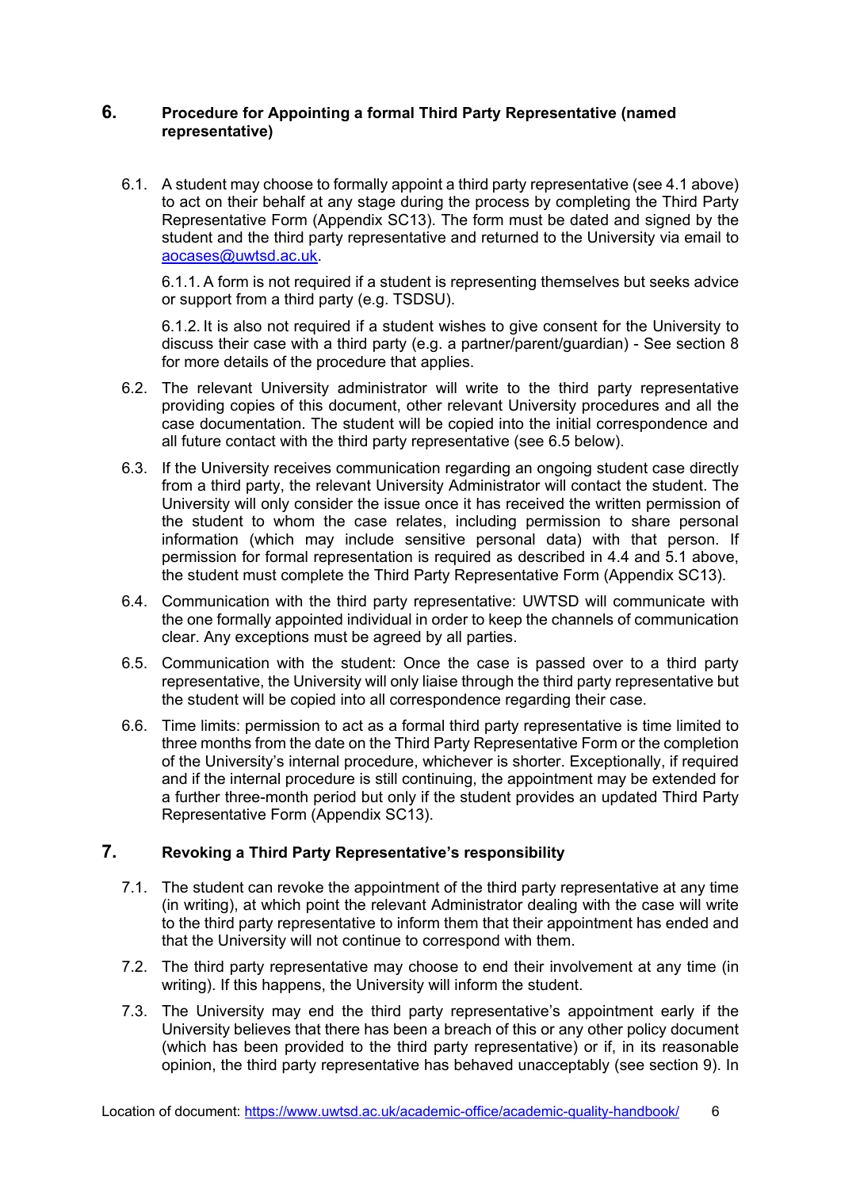## 6. Procedure for Appointing a formal Third Party Representative (named representative)

6.1. A student may choose to formally appoint a third party representative (see 4.1 above) to act on their behalf at any stage during the process by completing the Third Party Representative Form (Appendix SC13). The form must be dated and signed by the student and the third party representative and returned to the University via email to aocases@uwtsd.ac.uk.

6.1.1. A form is not required if a student is representing themselves but seeks advice or support from a third party (e.g. TSDSU).

6.1.2. It is also not required if a student wishes to give consent for the University to discuss their case with a third party (e.g. a partner/parent/guardian) - See section 8 for more details of the procedure that applies.

6.2. The relevant University administrator will write to the third party representative providing copies of this document, other relevant University procedures and all the case documentation. The student will be copied into the initial correspondence and all future contact with the third party representative (see 6.5 below).

6.3. If the University receives communication regarding an ongoing student case directly from a third party, the relevant University Administrator will contact the student. The University will only consider the issue once it has received the written permission of the student to whom the case relates, including permission to share personal information (which may include sensitive personal data) with that person. If permission for formal representation is required as described in 4.4 and 5.1 above, the student must complete the Third Party Representative Form (Appendix SC13).

6.4. Communication with the third party representative: UWTSD will communicate with the one formally appointed individual in order to keep the channels of communication clear. Any exceptions must be agreed by all parties.

6.5. Communication with the student: Once the case is passed over to a third party representative, the University will only liaise through the third party representative but the student will be copied into all correspondence regarding their case.

6.6. Time limits: permission to act as a formal third party representative is time limited to three months from the date on the Third Party Representative Form or the completion of the University's internal procedure, whichever is shorter. Exceptionally, if required and if the internal procedure is still continuing, the appointment may be extended for a further three-month period but only if the student provides an updated Third Party Representative Form (Appendix SC13).

## 7. Revoking a Third Party Representative's responsibility

7.1. The student can revoke the appointment of the third party representative at any time (in writing), at which point the relevant Administrator dealing with the case will write to the third party representative to inform them that their appointment has ended and that the University will not continue to correspond with them.

7.2. The third party representative may choose to end their involvement at any time (in writing). If this happens, the University will inform the student.

7.3. The University may end the third party representative's appointment early if the University believes that there has been a breach of this or any other policy document (which has been provided to the third party representative) or if, in its reasonable opinion, the third party representative has behaved unacceptably (see section 9). In

Location of document: https://www.uwtsd.ac.uk/academic-office/academic-quality-handbook/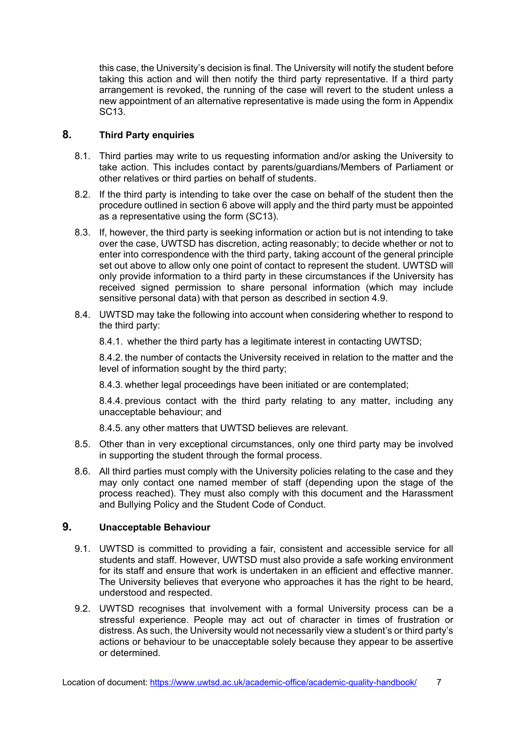this case, the University's decision is final. The University will notify the student before taking this action and will then notify the third party representative. If a third party arrangement is revoked, the running of the case will revert to the student unless a new appointment of an alternative representative is made using the form in Appendix SC13.

## 8. Third Party enquiries

8.1. Third parties may write to us requesting information and/or asking the University to take action. This includes contact by parents/guardians/Members of Parliament or other relatives or third parties on behalf of students.

8.2. If the third party is intending to take over the case on behalf of the student then the procedure outlined in section 6 above will apply and the third party must be appointed as a representative using the form (SC13).

8.3. If, however, the third party is seeking information or action but is not intending to take over the case, UWTSD has discretion, acting reasonably; to decide whether or not to enter into correspondence with the third party, taking account of the general principle set out above to allow only one point of contact to represent the student. UWTSD will only provide information to a third party in these circumstances if the University has received signed permission to share personal information (which may include sensitive personal data) with that person as described in section 4.9.

8.4. UWTSD may take the following into account when considering whether to respond to the third party:

8.4.1. whether the third party has a legitimate interest in contacting UWTSD;

8.4.2. the number of contacts the University received in relation to the matter and the level of information sought by the third party;

8.4.3. whether legal proceedings have been initiated or are contemplated;

8.4.4. previous contact with the third party relating to any matter, including any unacceptable behaviour; and

8.4.5. any other matters that UWTSD believes are relevant.

8.5. Other than in very exceptional circumstances, only one third party may be involved in supporting the student through the formal process.

8.6. All third parties must comply with the University policies relating to the case and they may only contact one named member of staff (depending upon the stage of the process reached). They must also comply with this document and the Harassment and Bullying Policy and the Student Code of Conduct.

## 9. Unacceptable Behaviour

9.1. UWTSD is committed to providing a fair, consistent and accessible service for all students and staff. However, UWTSD must also provide a safe working environment for its staff and ensure that work is undertaken in an efficient and effective manner. The University believes that everyone who approaches it has the right to be heard, understood and respected.

9.2. UWTSD recognises that involvement with a formal University process can be a stressful experience. People may act out of character in times of frustration or distress. As such, the University would not necessarily view a student's or third party's actions or behaviour to be unacceptable solely because they appear to be assertive or determined.

Location of document: https://www.uwtsd.ac.uk/academic-office/academic-quality-handbook/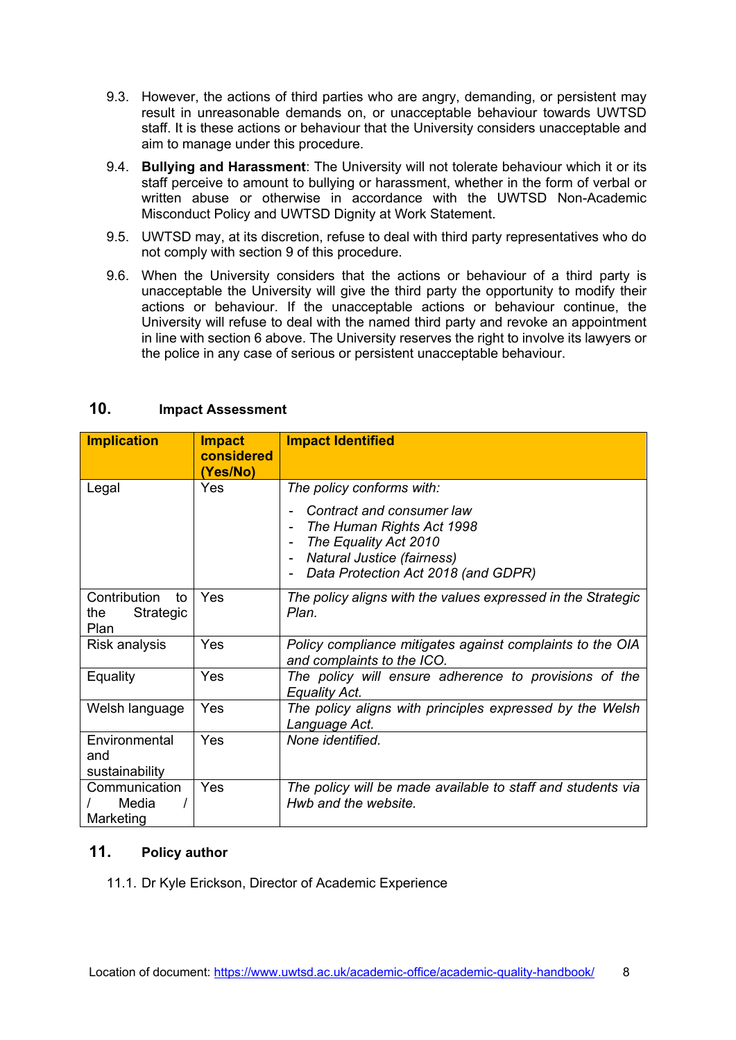9.3. However, the actions of third parties who are angry, demanding, or persistent may result in unreasonable demands on, or unacceptable behaviour towards UWTSD staff. It is these actions or behaviour that the University considers unacceptable and aim to manage under this procedure.

9.4. **Bullying and Harassment**: The University will not tolerate behaviour which it or its staff perceive to amount to bullying or harassment, whether in the form of verbal or written abuse or otherwise in accordance with the UWTSD Non-Academic Misconduct Policy and UWTSD Dignity at Work Statement.

9.5. UWTSD may, at its discretion, refuse to deal with third party representatives who do not comply with section 9 of this procedure.

9.6. When the University considers that the actions or behaviour of a third party is unacceptable the University will give the third party the opportunity to modify their actions or behaviour. If the unacceptable actions or behaviour continue, the University will refuse to deal with the named third party and revoke an appointment in line with section 6 above. The University reserves the right to involve its lawyers or the police in any case of serious or persistent unacceptable behaviour.

## 10. Impact Assessment

| Implication | Impact considered (Yes/No) | Impact Identified |
|---|---|---|
| Legal | Yes | *The policy conforms with:*<br>- *Contract and consumer law*<br>- *The Human Rights Act 1998*<br>- *The Equality Act 2010*<br>- *Natural Justice (fairness)*<br>- *Data Protection Act 2018 (and GDPR)* |
| Contribution to the Strategic Plan | Yes | *The policy aligns with the values expressed in the Strategic Plan.* |
| Risk analysis | Yes | *Policy compliance mitigates against complaints to the OIA and complaints to the ICO.* |
| Equality | Yes | *The policy will ensure adherence to provisions of the Equality Act.* |
| Welsh language | Yes | *The policy aligns with principles expressed by the Welsh Language Act.* |
| Environmental and sustainability | Yes | *None identified.* |
| Communication / Media / Marketing | Yes | *The policy will be made available to staff and students via Hwb and the website.* |

## 11. Policy author

11.1. Dr Kyle Erickson, Director of Academic Experience

Location of document: https://www.uwtsd.ac.uk/academic-office/academic-quality-handbook/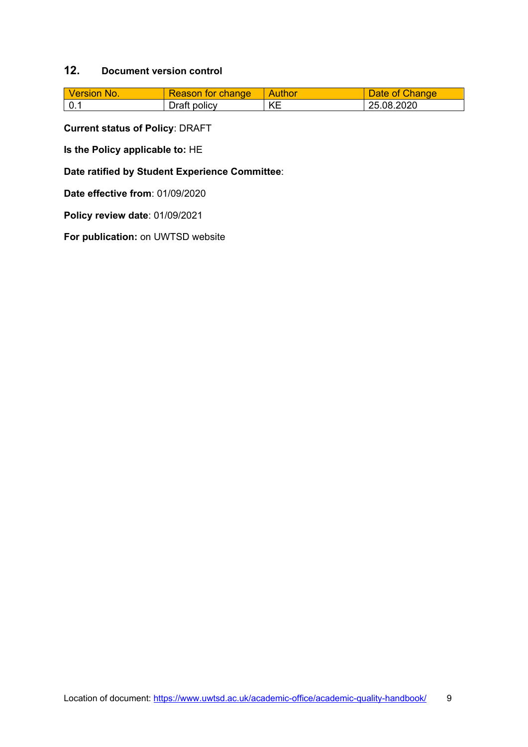## 12. Document version control

| Version No. | Reason for change | Author | Date of Change |
| --- | --- | --- | --- |
| 0.1 | Draft policy | KE | 25.08.2020 |

**Current status of Policy**: DRAFT

**Is the Policy applicable to:** HE

**Date ratified by Student Experience Committee**:

**Date effective from**: 01/09/2020

**Policy review date**: 01/09/2021

**For publication:** on UWTSD website

Location of document: https://www.uwtsd.ac.uk/academic-office/academic-quality-handbook/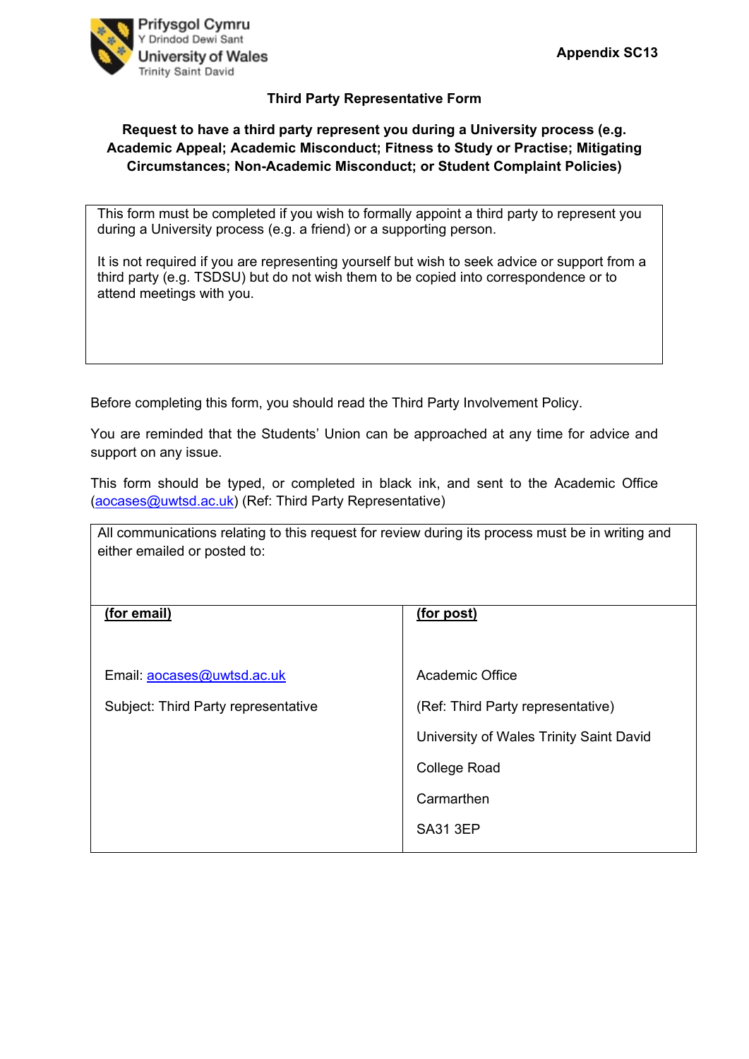Prifysgol Cymru
Y Drindod Dewi Sant
University of Wales
Trinity Saint David

**Appendix SC13**

**Third Party Representative Form**

**Request to have a third party represent you during a University process (e.g. Academic Appeal; Academic Misconduct; Fitness to Study or Practise; Mitigating Circumstances; Non-Academic Misconduct; or Student Complaint Policies)**

This form must be completed if you wish to formally appoint a third party to represent you during a University process (e.g. a friend) or a supporting person.

It is not required if you are representing yourself but wish to seek advice or support from a third party (e.g. TSDSU) but do not wish them to be copied into correspondence or to attend meetings with you.

Before completing this form, you should read the Third Party Involvement Policy.

You are reminded that the Students' Union can be approached at any time for advice and support on any issue.

This form should be typed, or completed in black ink, and sent to the Academic Office (aocases@uwtsd.ac.uk) (Ref: Third Party Representative)

All communications relating to this request for review during its process must be in writing and either emailed or posted to:

| **(for email)** | **(for post)** |
| --- | --- |
| Email: aocases@uwtsd.ac.uk<br><br>Subject: Third Party representative | Academic Office<br><br>(Ref: Third Party representative)<br><br>University of Wales Trinity Saint David<br><br>College Road<br><br>Carmarthen<br><br>SA31 3EP |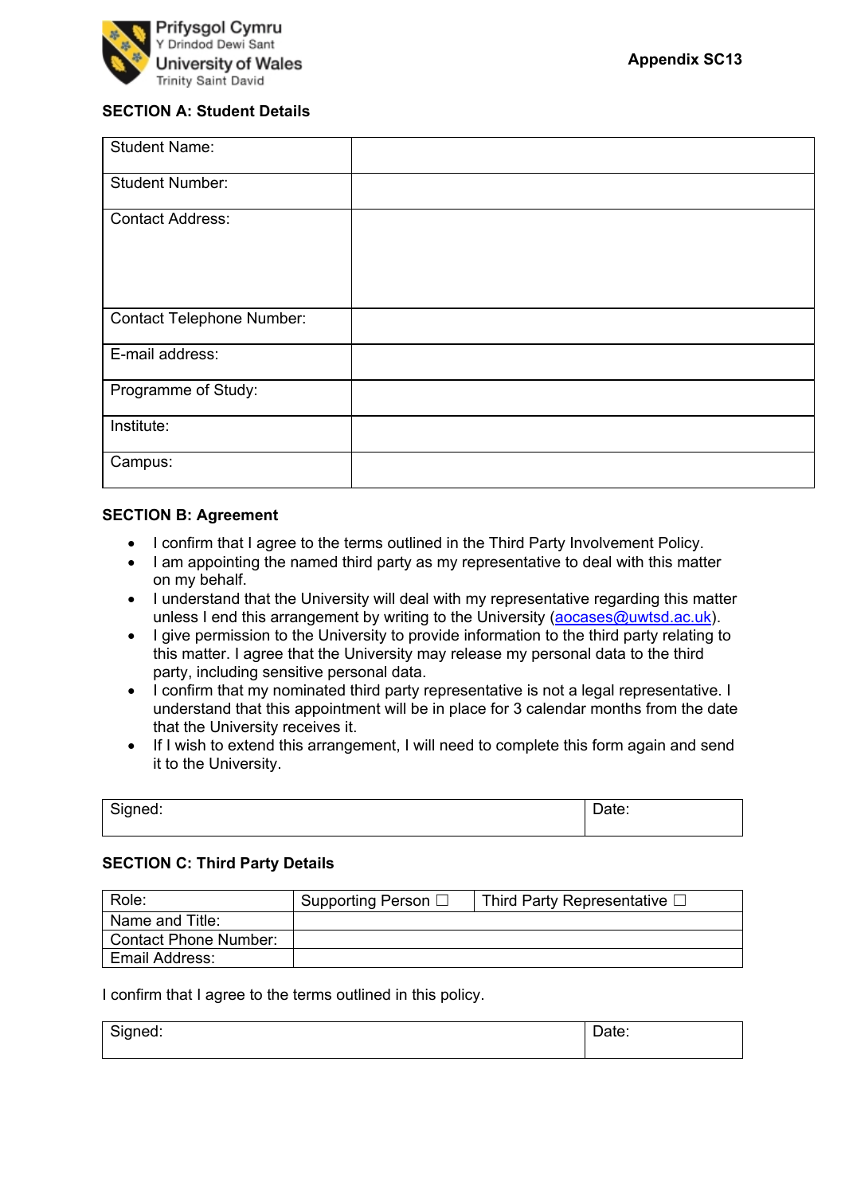Prifysgol Cymru
Y Drindod Dewi Sant
University of Wales
Trinity Saint David

**Appendix SC13**

**SECTION A: Student Details**

| | |
|---|---|
| Student Name: | |
| Student Number: | |
| Contact Address: | |
| Contact Telephone Number: | |
| E-mail address: | |
| Programme of Study: | |
| Institute: | |
| Campus: | |

**SECTION B: Agreement**

- I confirm that I agree to the terms outlined in the Third Party Involvement Policy.
- I am appointing the named third party as my representative to deal with this matter on my behalf.
- I understand that the University will deal with my representative regarding this matter unless I end this arrangement by writing to the University (aocases@uwtsd.ac.uk).
- I give permission to the University to provide information to the third party relating to this matter. I agree that the University may release my personal data to the third party, including sensitive personal data.
- I confirm that my nominated third party representative is not a legal representative. I understand that this appointment will be in place for 3 calendar months from the date that the University receives it.
- If I wish to extend this arrangement, I will need to complete this form again and send it to the University.

| | |
|---|---|
| Signed: | Date: |

**SECTION C: Third Party Details**

| | | |
|---|---|---|
| Role: | Supporting Person ☐ | Third Party Representative ☐ |
| Name and Title: | | |
| Contact Phone Number: | | |
| Email Address: | | |

I confirm that I agree to the terms outlined in this policy.

| | |
|---|---|
| Signed: | Date: |